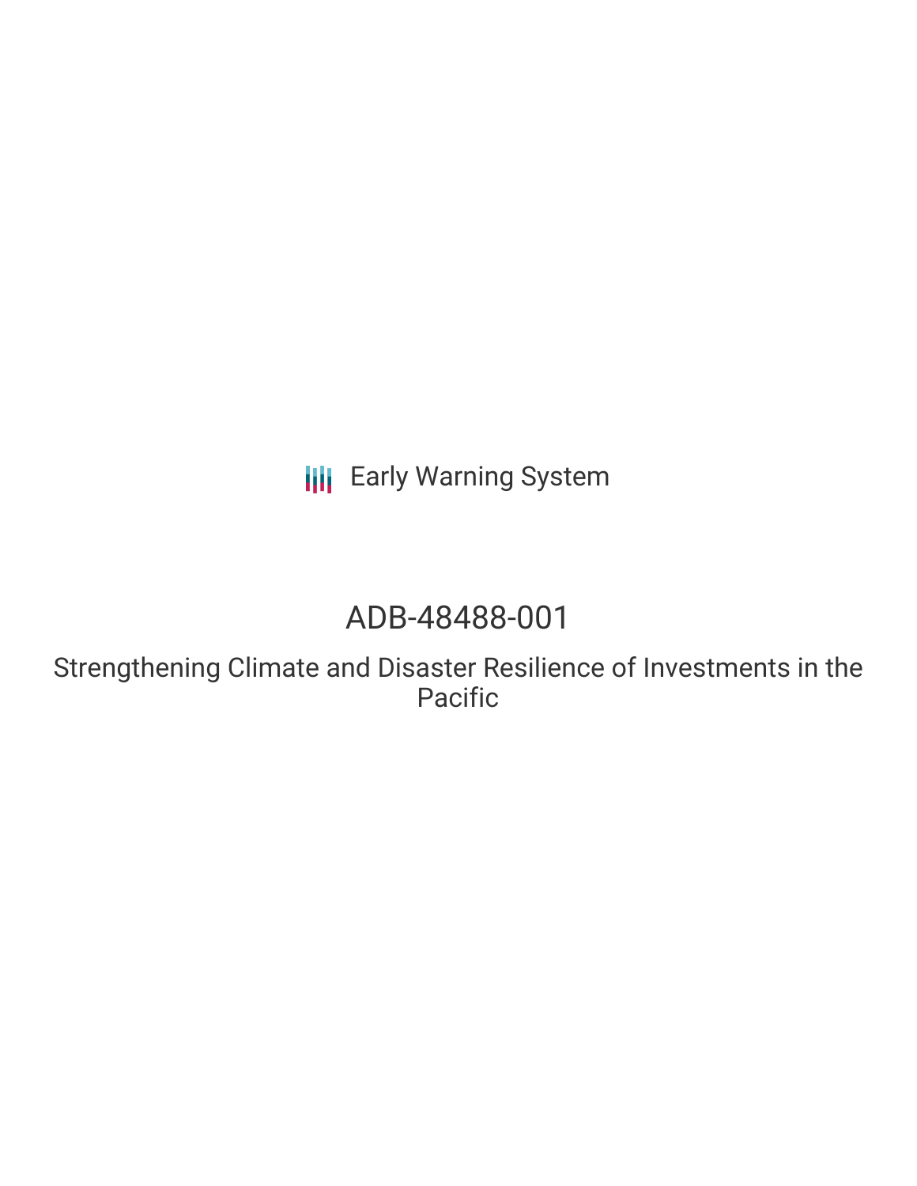Early Warning System

# ADB-48488-001

## Strengthening Climate and Disaster Resilience of Investments in the Pacific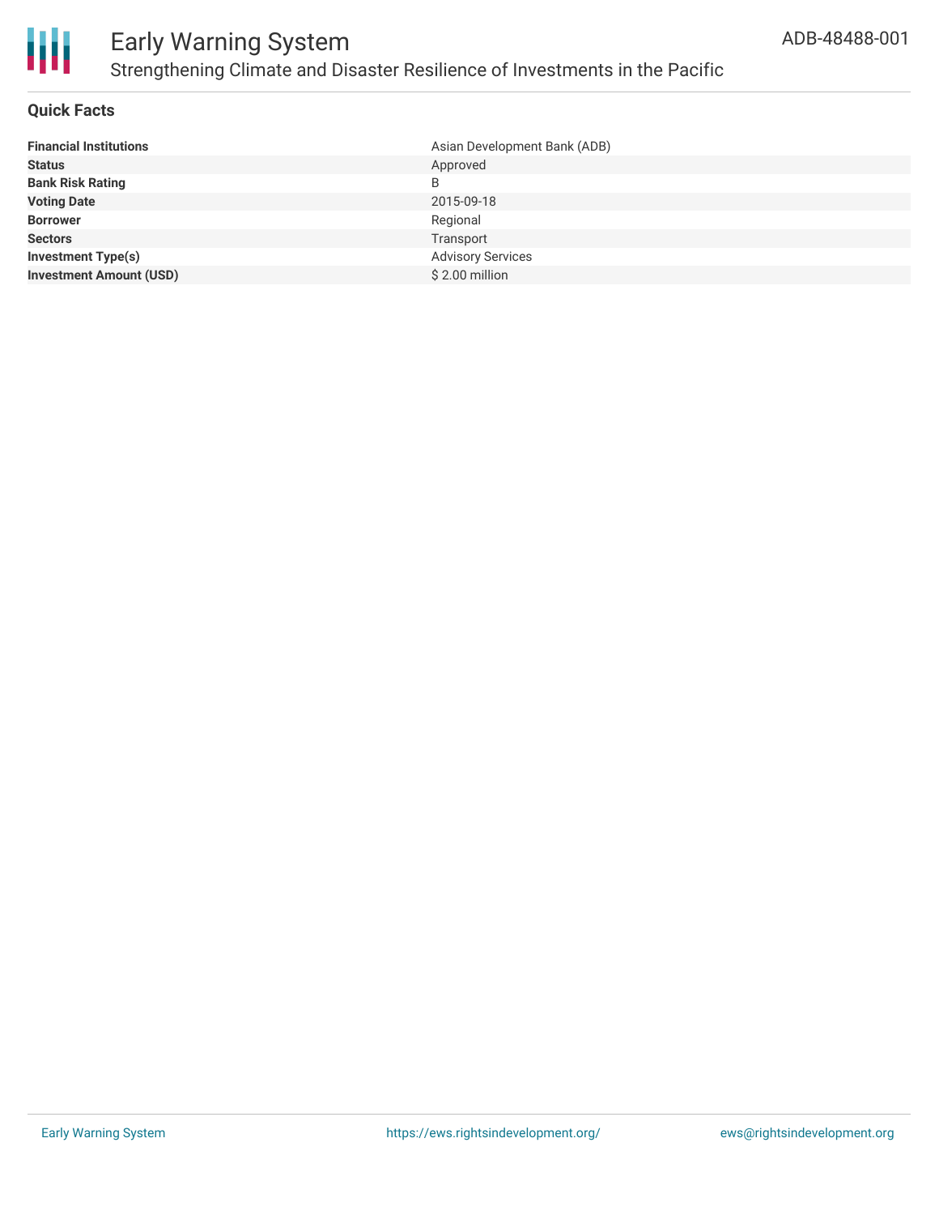# Early Warning System

## Strengthening Climate and Disaster Resilience of Investments in the Pacific

ADB-48488-001

### Quick Facts

| | |
|---|---|
| **Financial Institutions** | Asian Development Bank (ADB) |
| **Status** | Approved |
| **Bank Risk Rating** | B |
| **Voting Date** | 2015-09-18 |
| **Borrower** | Regional |
| **Sectors** | Transport |
| **Investment Type(s)** | Advisory Services |
| **Investment Amount (USD)** | $ 2.00 million |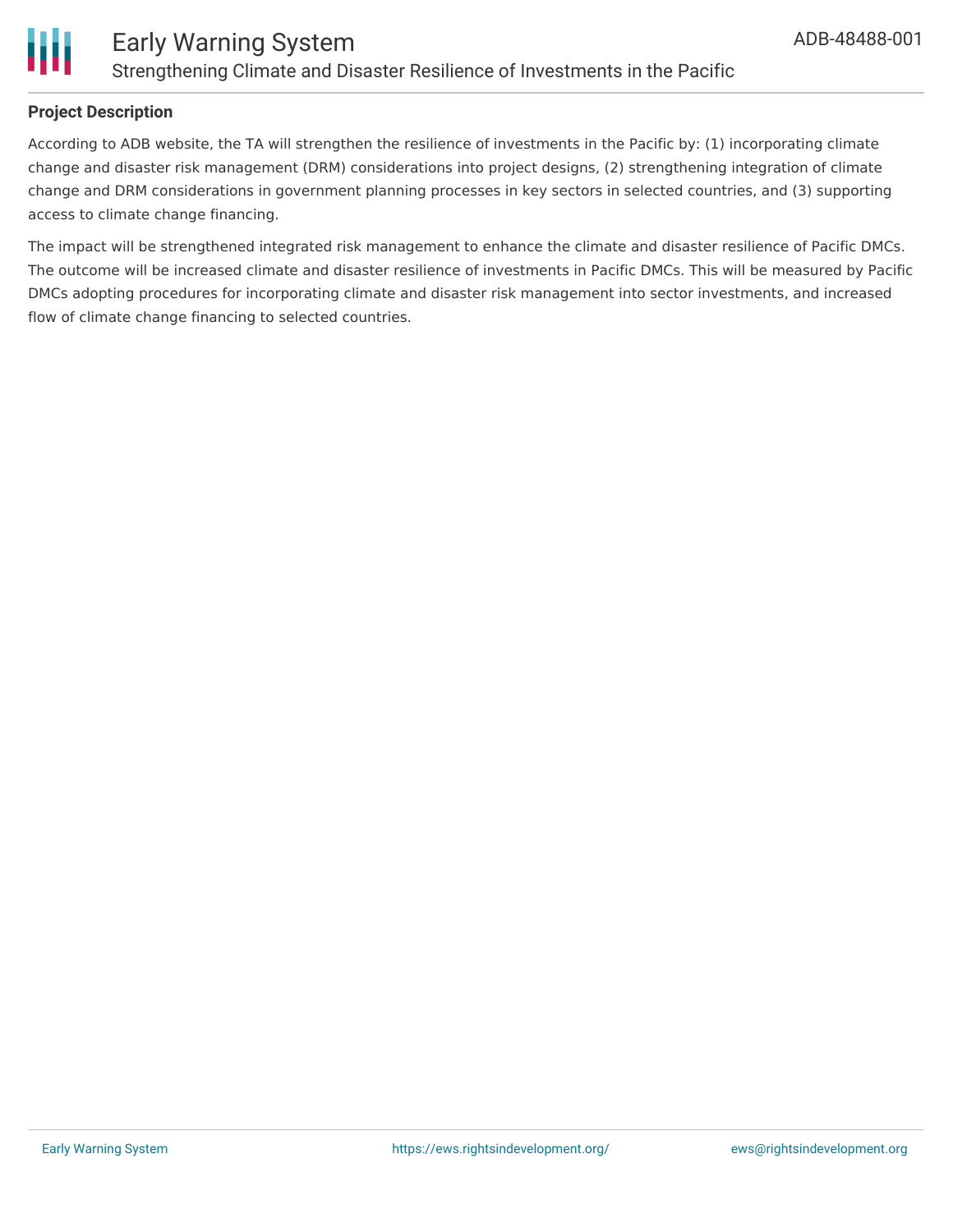**Project Description**

According to ADB website, the TA will strengthen the resilience of investments in the Pacific by: (1) incorporating climate change and disaster risk management (DRM) considerations into project designs, (2) strengthening integration of climate change and DRM considerations in government planning processes in key sectors in selected countries, and (3) supporting access to climate change financing.

The impact will be strengthened integrated risk management to enhance the climate and disaster resilience of Pacific DMCs. The outcome will be increased climate and disaster resilience of investments in Pacific DMCs. This will be measured by Pacific DMCs adopting procedures for incorporating climate and disaster risk management into sector investments, and increased flow of climate change financing to selected countries.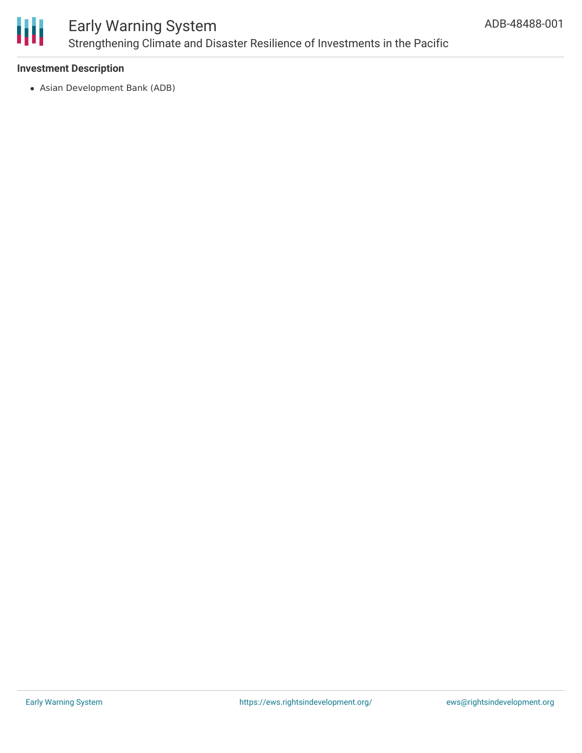### Investment Description

- Asian Development Bank (ADB)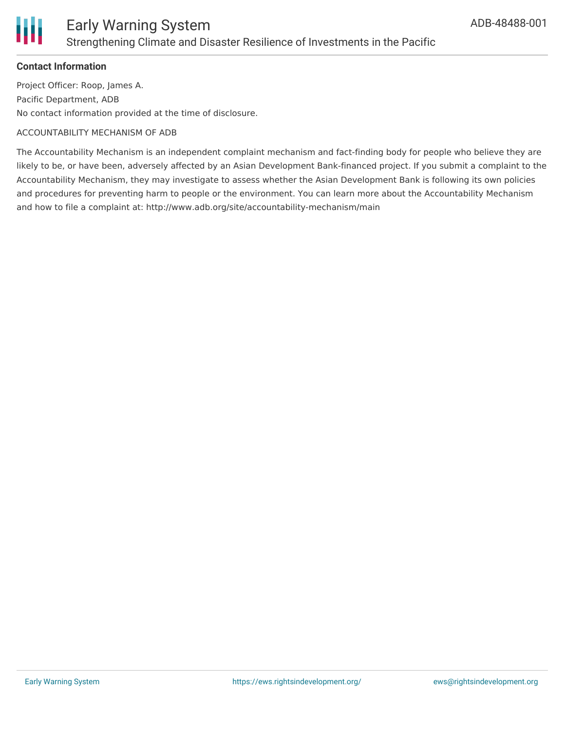**Contact Information**

Project Officer: Roop, James A.

Pacific Department, ADB

No contact information provided at the time of disclosure.

ACCOUNTABILITY MECHANISM OF ADB

The Accountability Mechanism is an independent complaint mechanism and fact-finding body for people who believe they are likely to be, or have been, adversely affected by an Asian Development Bank-financed project. If you submit a complaint to the Accountability Mechanism, they may investigate to assess whether the Asian Development Bank is following its own policies and procedures for preventing harm to people or the environment. You can learn more about the Accountability Mechanism and how to file a complaint at: http://www.adb.org/site/accountability-mechanism/main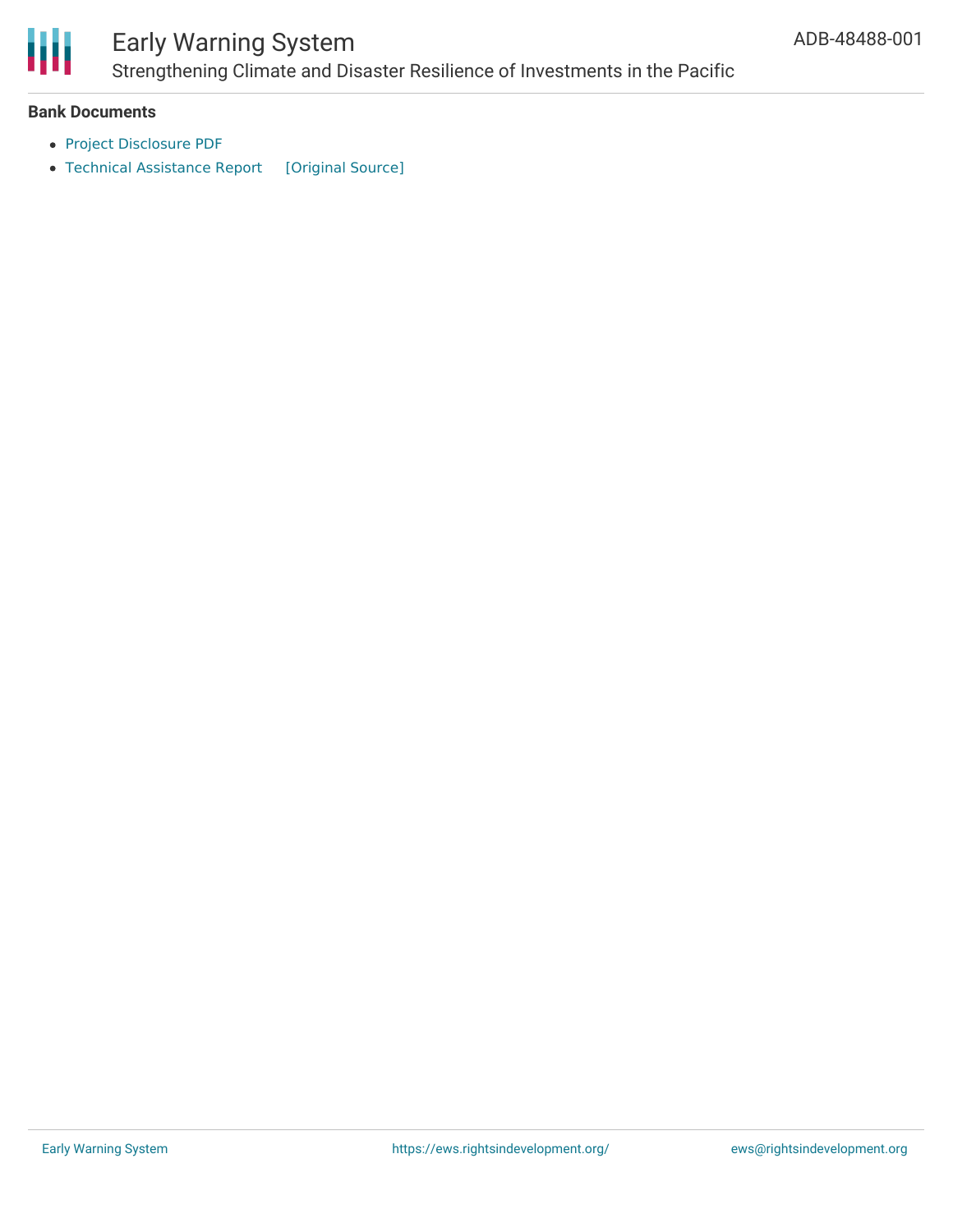**Bank Documents**

- Project Disclosure PDF
- Technical Assistance Report [Original Source]